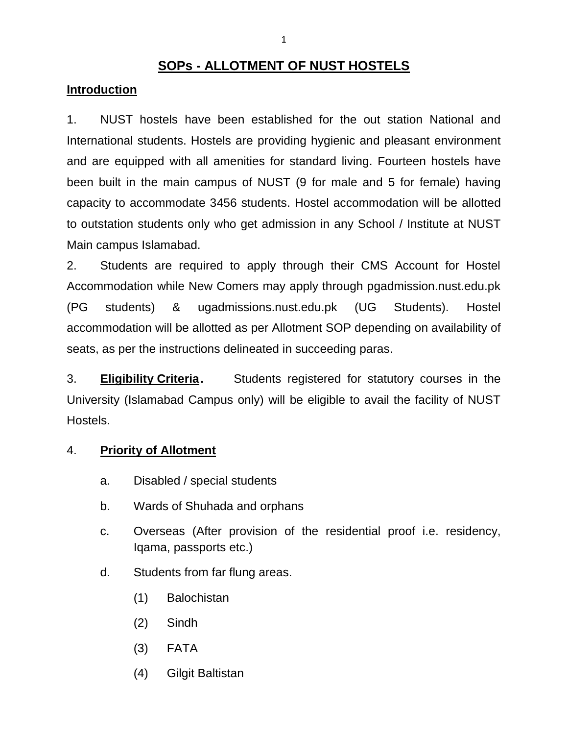# SOPs - ALLOTMENT OF NUST HOSTELS

## Introduction

1. NUST hostels have been established for the out station National and International students. Hostels are providing hygienic and pleasant environment and are equipped with all amenities for standard living. Fourteen hostels have been built in the main campus of NUST (9 for male and 5 for female) having capacity to accommodate 3456 students. Hostel accommodation will be allotted to outstation students only who get admission in any School / Institute at NUST Main campus Islamabad.

2. Students are required to apply through their CMS Account for Hostel Accommodation while New Comers may apply through pgadmission.nust.edu.pk (PG students) & ugadmissions.nust.edu.pk (UG Students). Hostel accommodation will be allotted as per Allotment SOP depending on availability of seats, as per the instructions delineated in succeeding paras.

3. **Eligibility Criteria.** Students registered for statutory courses in the University (Islamabad Campus only) will be eligible to avail the facility of NUST Hostels.

4. **Priority of Allotment**

   a. Disabled / special students

   b. Wards of Shuhada and orphans

   c. Overseas (After provision of the residential proof i.e. residency, Iqama, passports etc.)

   d. Students from far flung areas.

      (1) Balochistan

      (2) Sindh

      (3) FATA

      (4) Gilgit Baltistan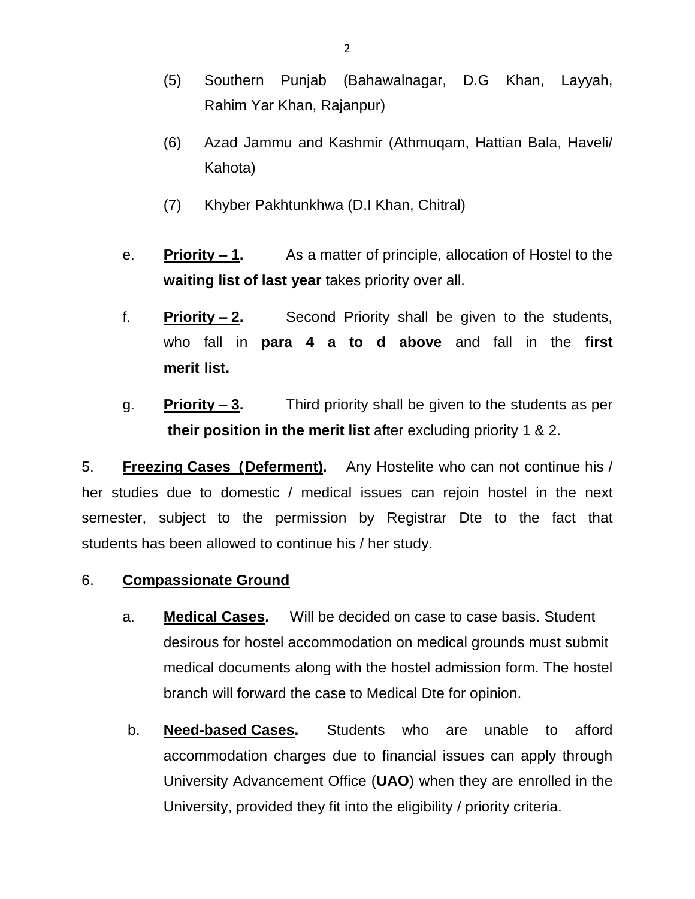(5) Southern Punjab (Bahawalnagar, D.G Khan, Layyah, Rahim Yar Khan, Rajanpur)

(6) Azad Jammu and Kashmir (Athmuqam, Hattian Bala, Haveli/ Kahota)

(7) Khyber Pakhtunkhwa (D.I Khan, Chitral)

e. **Priority – 1.** As a matter of principle, allocation of Hostel to the **waiting list of last year** takes priority over all.

f. **Priority – 2.** Second Priority shall be given to the students, who fall in **para 4 a to d above** and fall in the **first merit list.**

g. **Priority – 3.** Third priority shall be given to the students as per **their position in the merit list** after excluding priority 1 & 2.

5. **Freezing Cases (Deferment).** Any Hostelite who can not continue his / her studies due to domestic / medical issues can rejoin hostel in the next semester, subject to the permission by Registrar Dte to the fact that students has been allowed to continue his / her study.

6. **Compassionate Ground**

a. **Medical Cases.** Will be decided on case to case basis. Student desirous for hostel accommodation on medical grounds must submit medical documents along with the hostel admission form. The hostel branch will forward the case to Medical Dte for opinion.

b. **Need-based Cases.** Students who are unable to afford accommodation charges due to financial issues can apply through University Advancement Office (**UAO**) when they are enrolled in the University, provided they fit into the eligibility / priority criteria.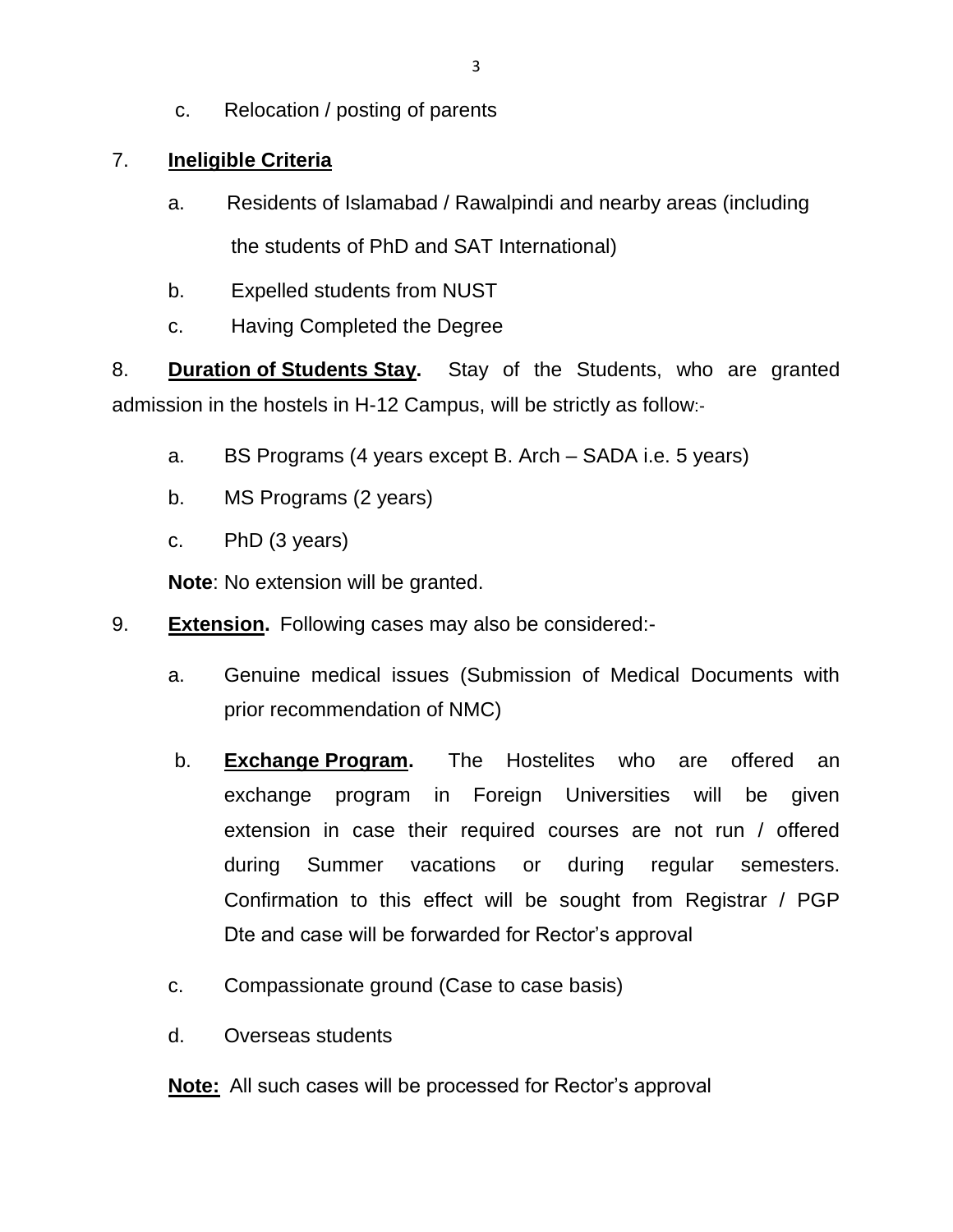c. Relocation / posting of parents

7. **Ineligible Criteria**

   a. Residents of Islamabad / Rawalpindi and nearby areas (including the students of PhD and SAT International)

   b. Expelled students from NUST

   c. Having Completed the Degree

8. **Duration of Students Stay.** Stay of the Students, who are granted admission in the hostels in H-12 Campus, will be strictly as follow:-

   a. BS Programs (4 years except B. Arch – SADA i.e. 5 years)

   b. MS Programs (2 years)

   c. PhD (3 years)

   **Note**: No extension will be granted.

9. **Extension.** Following cases may also be considered:-

   a. Genuine medical issues (Submission of Medical Documents with prior recommendation of NMC)

   b. **Exchange Program.** The Hostelites who are offered an exchange program in Foreign Universities will be given extension in case their required courses are not run / offered during Summer vacations or during regular semesters. Confirmation to this effect will be sought from Registrar / PGP Dte and case will be forwarded for Rector's approval

   c. Compassionate ground (Case to case basis)

   d. Overseas students

   **Note:** All such cases will be processed for Rector's approval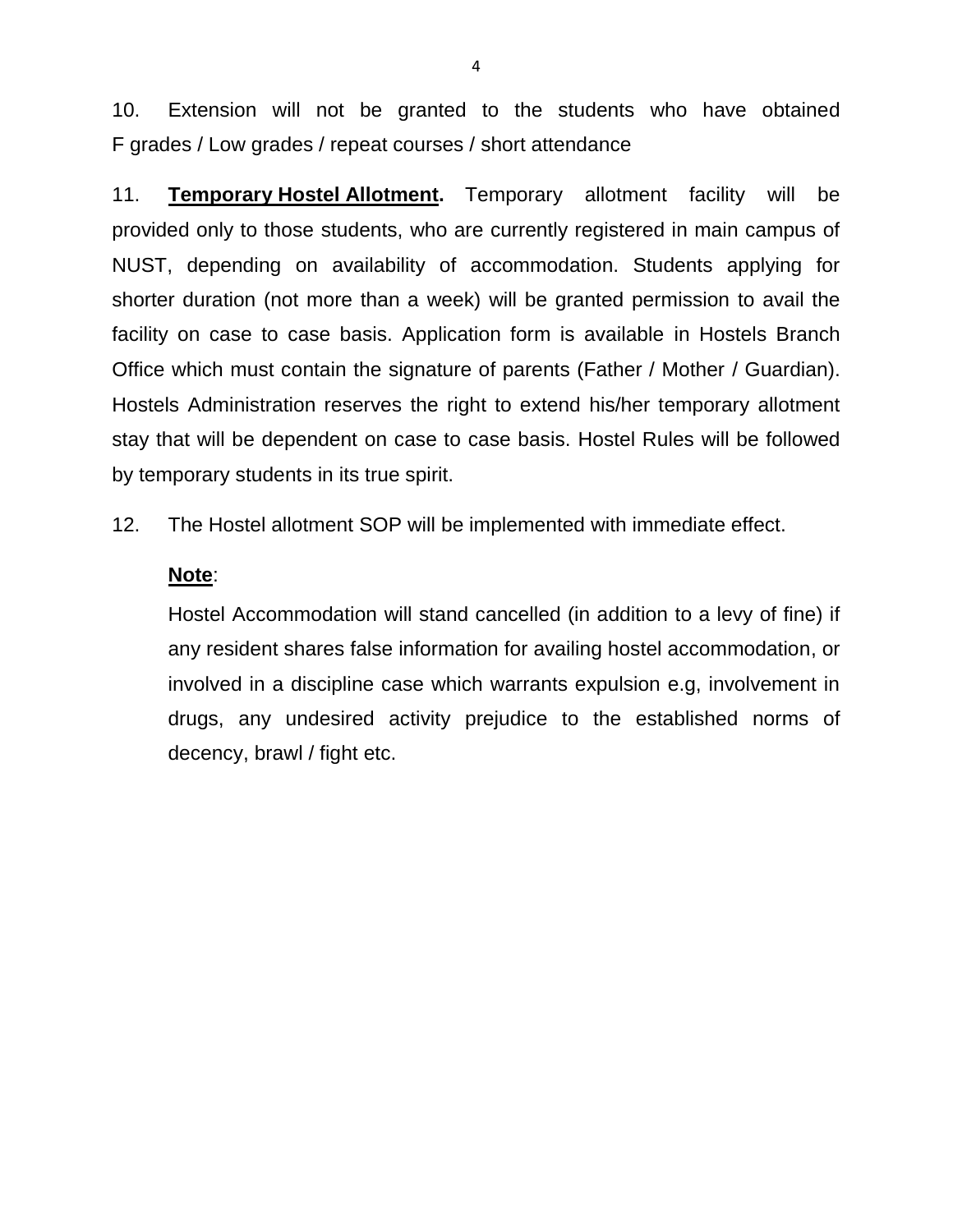10. Extension will not be granted to the students who have obtained F grades / Low grades / repeat courses / short attendance

11. **Temporary Hostel Allotment.** Temporary allotment facility will be provided only to those students, who are currently registered in main campus of NUST, depending on availability of accommodation. Students applying for shorter duration (not more than a week) will be granted permission to avail the facility on case to case basis. Application form is available in Hostels Branch Office which must contain the signature of parents (Father / Mother / Guardian). Hostels Administration reserves the right to extend his/her temporary allotment stay that will be dependent on case to case basis. Hostel Rules will be followed by temporary students in its true spirit.

12. The Hostel allotment SOP will be implemented with immediate effect.

**Note**:

Hostel Accommodation will stand cancelled (in addition to a levy of fine) if any resident shares false information for availing hostel accommodation, or involved in a discipline case which warrants expulsion e.g, involvement in drugs, any undesired activity prejudice to the established norms of decency, brawl / fight etc.